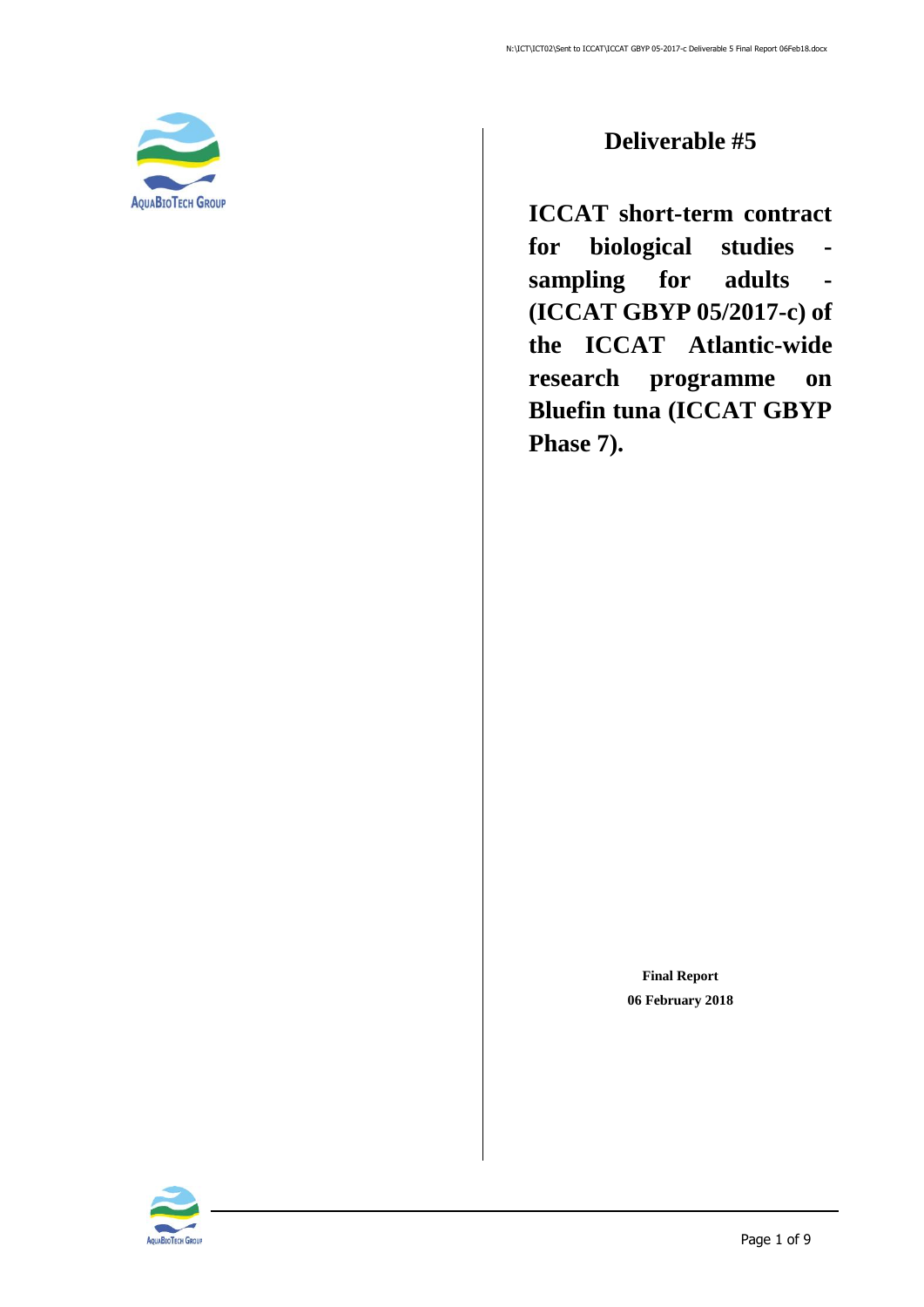# Deliverable #5

## ICCAT short-term contract for biological studies - sampling for adults - (ICCAT GBYP 05/2017-c) of the ICCAT Atlantic-wide research programme on Bluefin tuna (ICCAT GBYP Phase 7).

**Final Report**

**06 February 2018**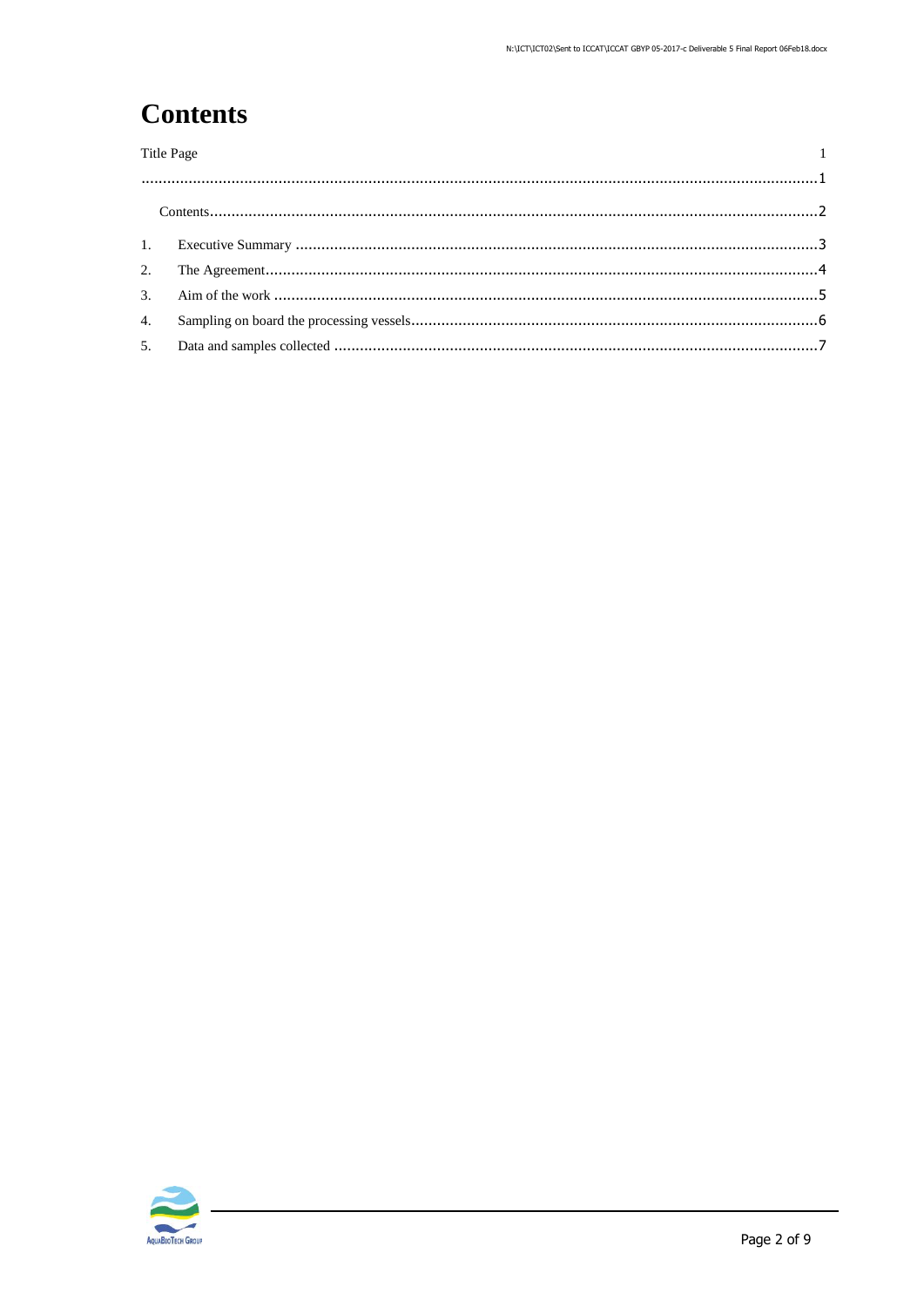# Contents

Title Page 1

........................................................................................................................................................1

Contents.............................................................................................................................................2

1. Executive Summary ..........................................................................................................................3
2. The Agreement.................................................................................................................................4
3. Aim of the work ..............................................................................................................................5
4. Sampling on board the processing vessels...............................................................................................6
5. Data and samples collected .................................................................................................................7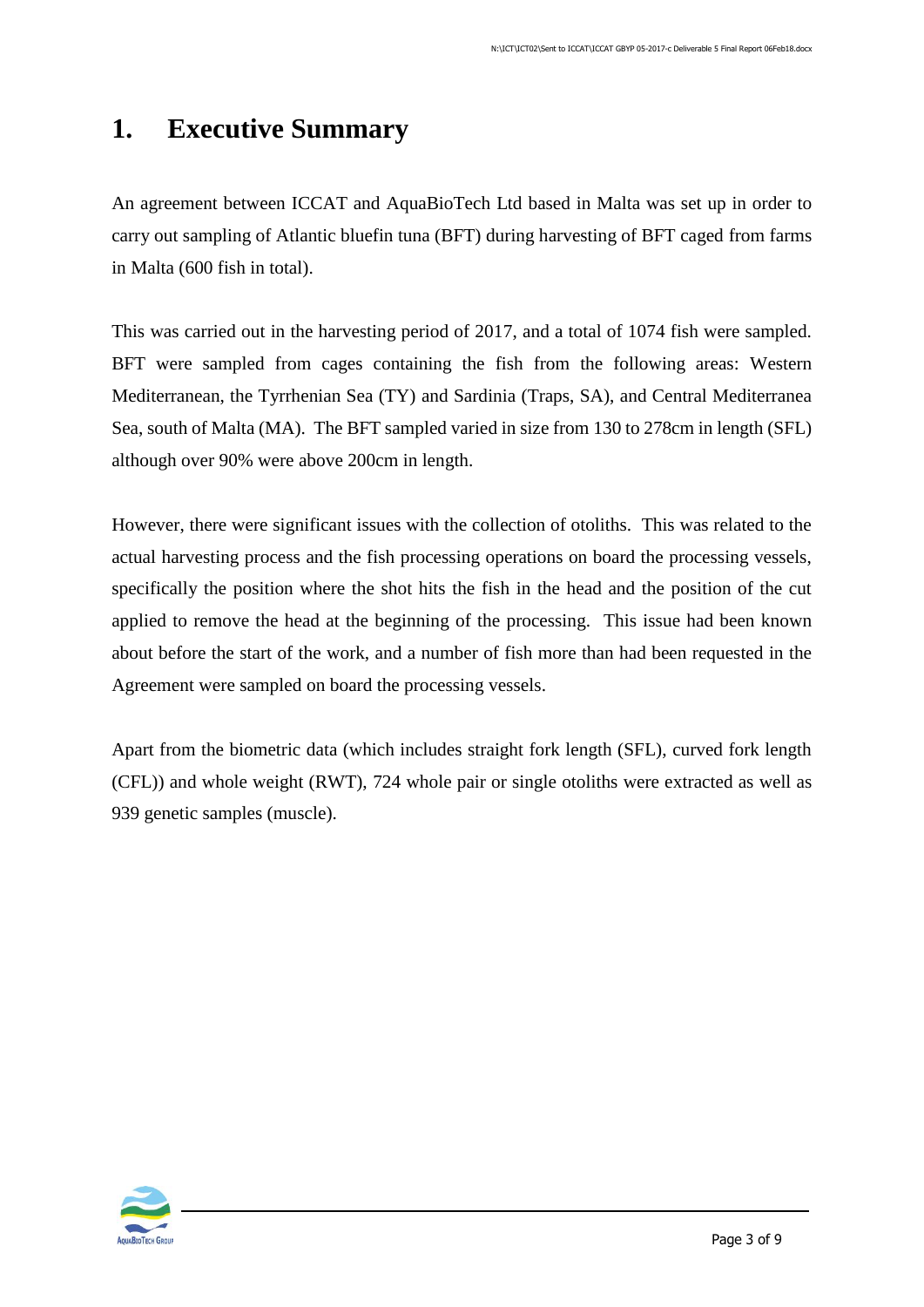# 1. Executive Summary

An agreement between ICCAT and AquaBioTech Ltd based in Malta was set up in order to carry out sampling of Atlantic bluefin tuna (BFT) during harvesting of BFT caged from farms in Malta (600 fish in total).

This was carried out in the harvesting period of 2017, and a total of 1074 fish were sampled. BFT were sampled from cages containing the fish from the following areas: Western Mediterranean, the Tyrrhenian Sea (TY) and Sardinia (Traps, SA), and Central Mediterranea Sea, south of Malta (MA). The BFT sampled varied in size from 130 to 278cm in length (SFL) although over 90% were above 200cm in length.

However, there were significant issues with the collection of otoliths. This was related to the actual harvesting process and the fish processing operations on board the processing vessels, specifically the position where the shot hits the fish in the head and the position of the cut applied to remove the head at the beginning of the processing. This issue had been known about before the start of the work, and a number of fish more than had been requested in the Agreement were sampled on board the processing vessels.

Apart from the biometric data (which includes straight fork length (SFL), curved fork length (CFL)) and whole weight (RWT), 724 whole pair or single otoliths were extracted as well as 939 genetic samples (muscle).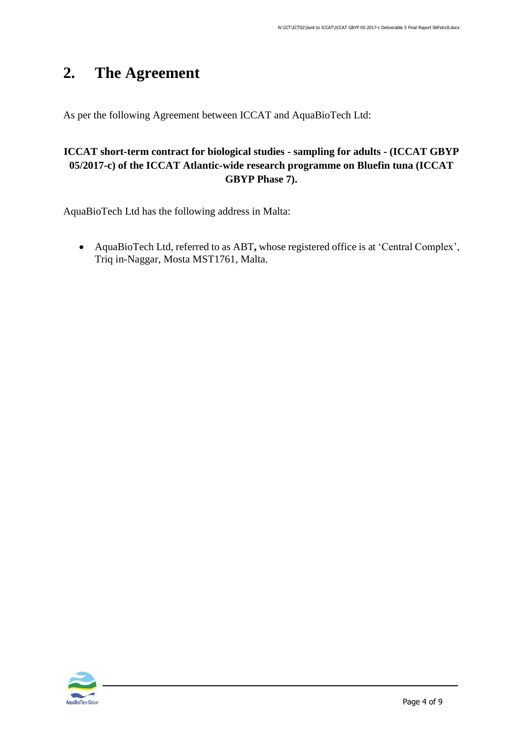# 2. The Agreement

As per the following Agreement between ICCAT and AquaBioTech Ltd:

**ICCAT short-term contract for biological studies - sampling for adults - (ICCAT GBYP 05/2017-c) of the ICCAT Atlantic-wide research programme on Bluefin tuna (ICCAT GBYP Phase 7).**

AquaBioTech Ltd has the following address in Malta:

- AquaBioTech Ltd, referred to as ABT**,** whose registered office is at 'Central Complex', Triq in-Naggar, Mosta MST1761, Malta.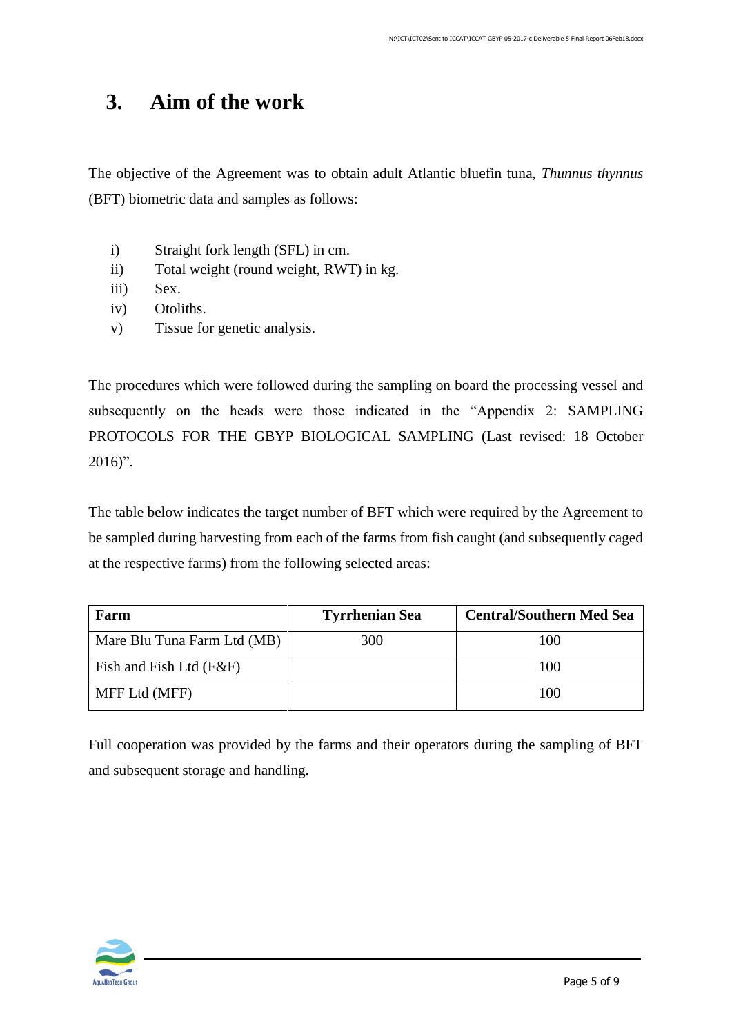# 3. Aim of the work

The objective of the Agreement was to obtain adult Atlantic bluefin tuna, *Thunnus thynnus* (BFT) biometric data and samples as follows:

i) Straight fork length (SFL) in cm.
ii) Total weight (round weight, RWT) in kg.
iii) Sex.
iv) Otoliths.
v) Tissue for genetic analysis.

The procedures which were followed during the sampling on board the processing vessel and subsequently on the heads were those indicated in the "Appendix 2: SAMPLING PROTOCOLS FOR THE GBYP BIOLOGICAL SAMPLING (Last revised: 18 October 2016)".

The table below indicates the target number of BFT which were required by the Agreement to be sampled during harvesting from each of the farms from fish caught (and subsequently caged at the respective farms) from the following selected areas:

| Farm | Tyrrhenian Sea | Central/Southern Med Sea |
|---|---|---|
| Mare Blu Tuna Farm Ltd (MB) | 300 | 100 |
| Fish and Fish Ltd (F&F) | | 100 |
| MFF Ltd (MFF) | | 100 |

Full cooperation was provided by the farms and their operators during the sampling of BFT and subsequent storage and handling.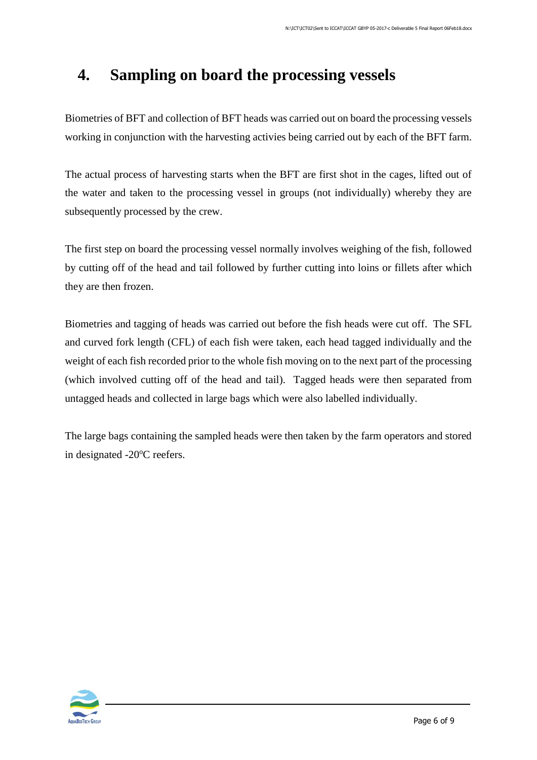# 4. Sampling on board the processing vessels

Biometries of BFT and collection of BFT heads was carried out on board the processing vessels working in conjunction with the harvesting activies being carried out by each of the BFT farm.

The actual process of harvesting starts when the BFT are first shot in the cages, lifted out of the water and taken to the processing vessel in groups (not individually) whereby they are subsequently processed by the crew.

The first step on board the processing vessel normally involves weighing of the fish, followed by cutting off of the head and tail followed by further cutting into loins or fillets after which they are then frozen.

Biometries and tagging of heads was carried out before the fish heads were cut off. The SFL and curved fork length (CFL) of each fish were taken, each head tagged individually and the weight of each fish recorded prior to the whole fish moving on to the next part of the processing (which involved cutting off of the head and tail). Tagged heads were then separated from untagged heads and collected in large bags which were also labelled individually.

The large bags containing the sampled heads were then taken by the farm operators and stored in designated -20$^{o}$C reefers.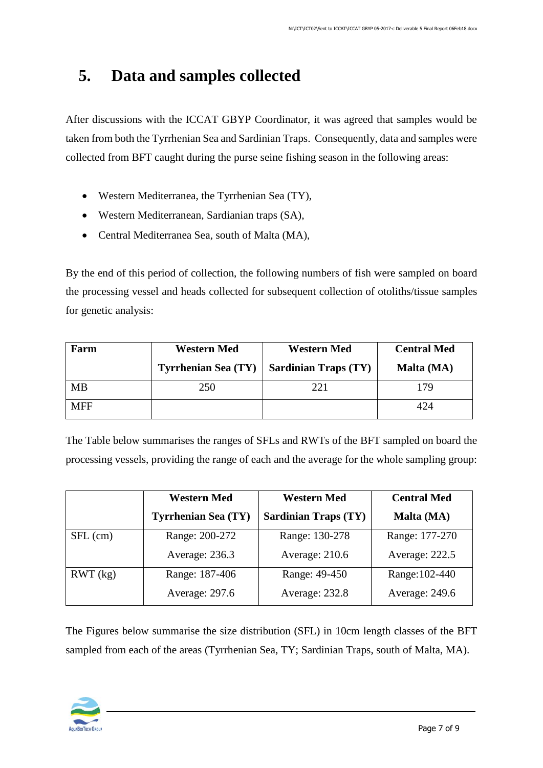# 5. Data and samples collected

After discussions with the ICCAT GBYP Coordinator, it was agreed that samples would be taken from both the Tyrrhenian Sea and Sardinian Traps. Consequently, data and samples were collected from BFT caught during the purse seine fishing season in the following areas:

- Western Mediterranea, the Tyrrhenian Sea (TY),
- Western Mediterranean, Sardianian traps (SA),
- Central Mediterranea Sea, south of Malta (MA),

By the end of this period of collection, the following numbers of fish were sampled on board the processing vessel and heads collected for subsequent collection of otoliths/tissue samples for genetic analysis:

| Farm | Western Med<br>Tyrrhenian Sea (TY) | Western Med<br>Sardinian Traps (TY) | Central Med<br>Malta (MA) |
|---|---|---|---|
| MB | 250 | 221 | 179 |
| MFF | | | 424 |

The Table below summarises the ranges of SFLs and RWTs of the BFT sampled on board the processing vessels, providing the range of each and the average for the whole sampling group:

| | Western Med<br>Tyrrhenian Sea (TY) | Western Med<br>Sardinian Traps (TY) | Central Med<br>Malta (MA) |
|---|---|---|---|
| SFL (cm) | Range: 200-272<br>Average: 236.3 | Range: 130-278<br>Average: 210.6 | Range: 177-270<br>Average: 222.5 |
| RWT (kg) | Range: 187-406<br>Average: 297.6 | Range: 49-450<br>Average: 232.8 | Range:102-440<br>Average: 249.6 |

The Figures below summarise the size distribution (SFL) in 10cm length classes of the BFT sampled from each of the areas (Tyrrhenian Sea, TY; Sardinian Traps, south of Malta, MA).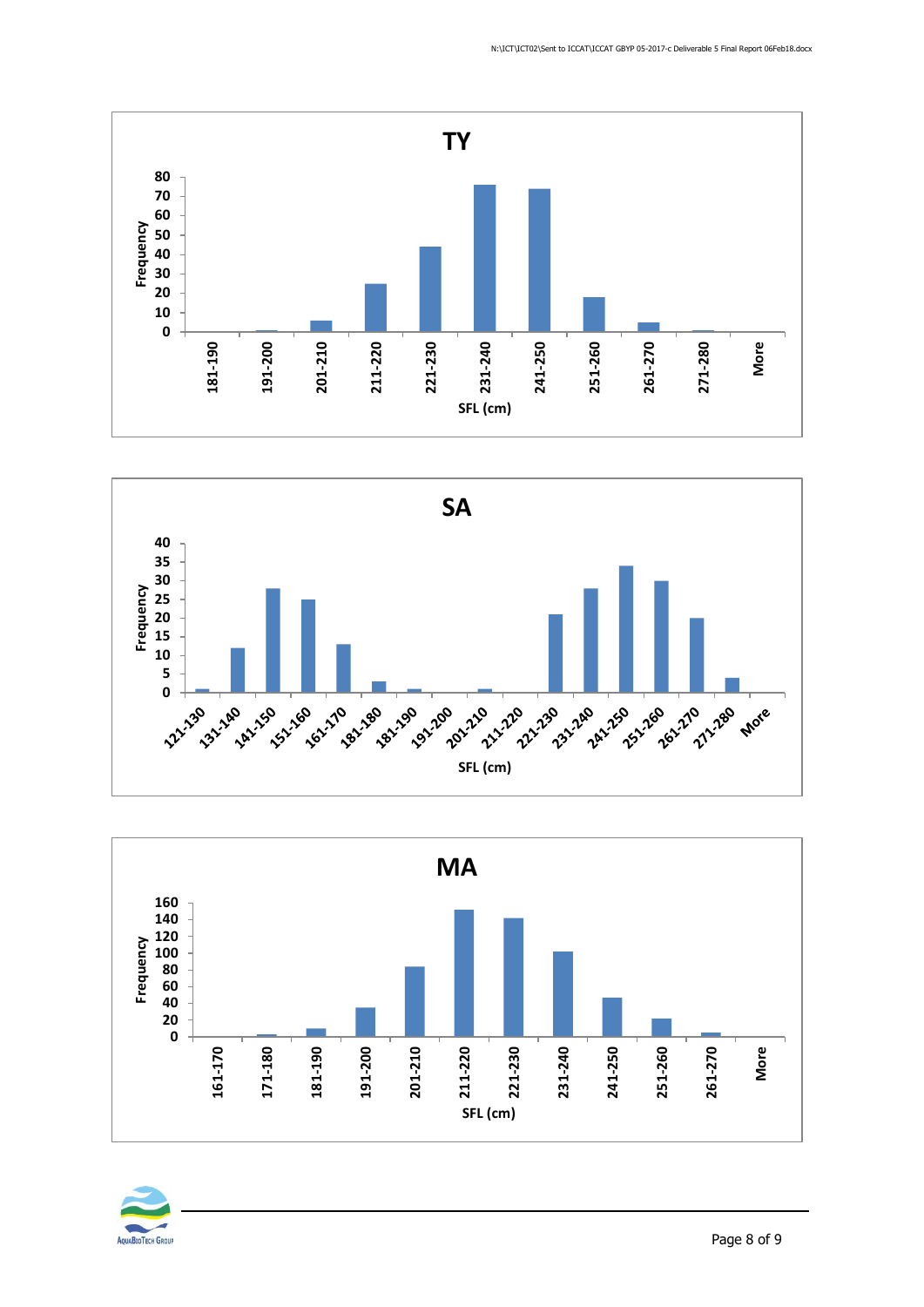**TY**

Frequency

SFL (cm): 181-190, 191-200, 201-210, 211-220, 221-230, 231-240, 241-250, 251-260, 261-270, 271-280, More

**SA**

Frequency

SFL (cm): 121-130, 131-140, 141-150, 151-160, 161-170, 181-180, 181-190, 191-200, 201-210, 211-220, 221-230, 231-240, 241-250, 251-260, 261-270, 271-280, More

**MA**

Frequency

SFL (cm): 161-170, 171-180, 181-190, 191-200, 201-210, 211-220, 221-230, 231-240, 241-250, 251-260, 261-270, More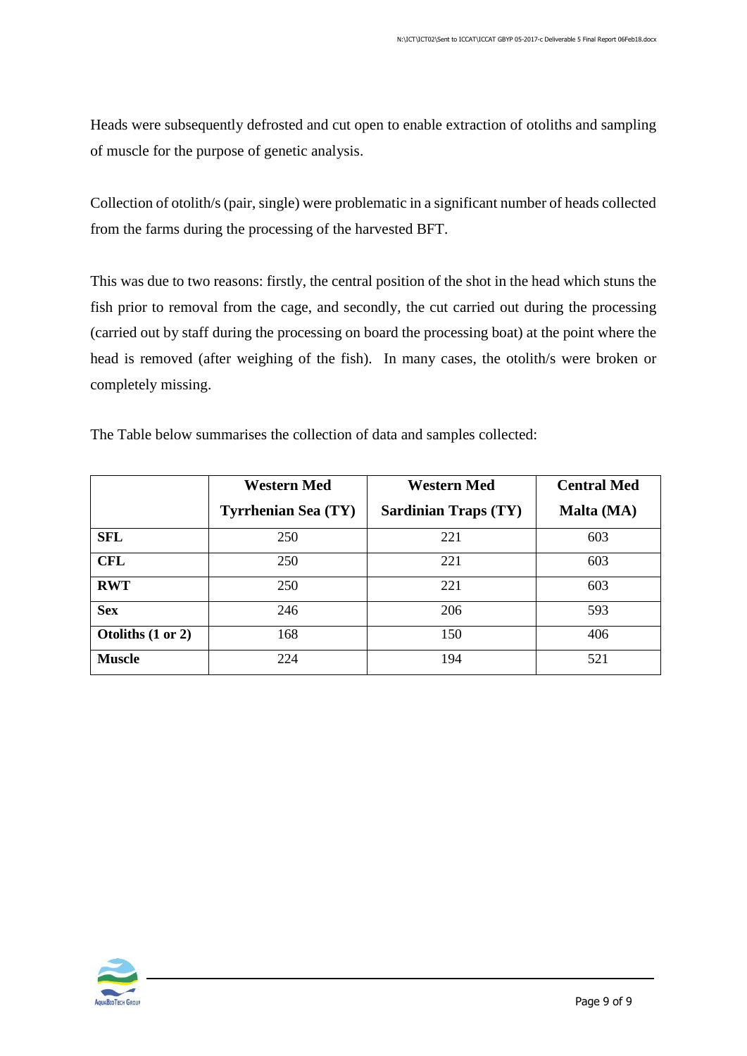Heads were subsequently defrosted and cut open to enable extraction of otoliths and sampling of muscle for the purpose of genetic analysis.

Collection of otolith/s (pair, single) were problematic in a significant number of heads collected from the farms during the processing of the harvested BFT.

This was due to two reasons: firstly, the central position of the shot in the head which stuns the fish prior to removal from the cage, and secondly, the cut carried out during the processing (carried out by staff during the processing on board the processing boat) at the point where the head is removed (after weighing of the fish). In many cases, the otolith/s were broken or completely missing.

The Table below summarises the collection of data and samples collected:

| | **Western Med**<br>**Tyrrhenian Sea (TY)** | **Western Med**<br>**Sardinian Traps (TY)** | **Central Med**<br>**Malta (MA)** |
|---|---|---|---|
| **SFL** | 250 | 221 | 603 |
| **CFL** | 250 | 221 | 603 |
| **RWT** | 250 | 221 | 603 |
| **Sex** | 246 | 206 | 593 |
| **Otoliths (1 or 2)** | 168 | 150 | 406 |
| **Muscle** | 224 | 194 | 521 |